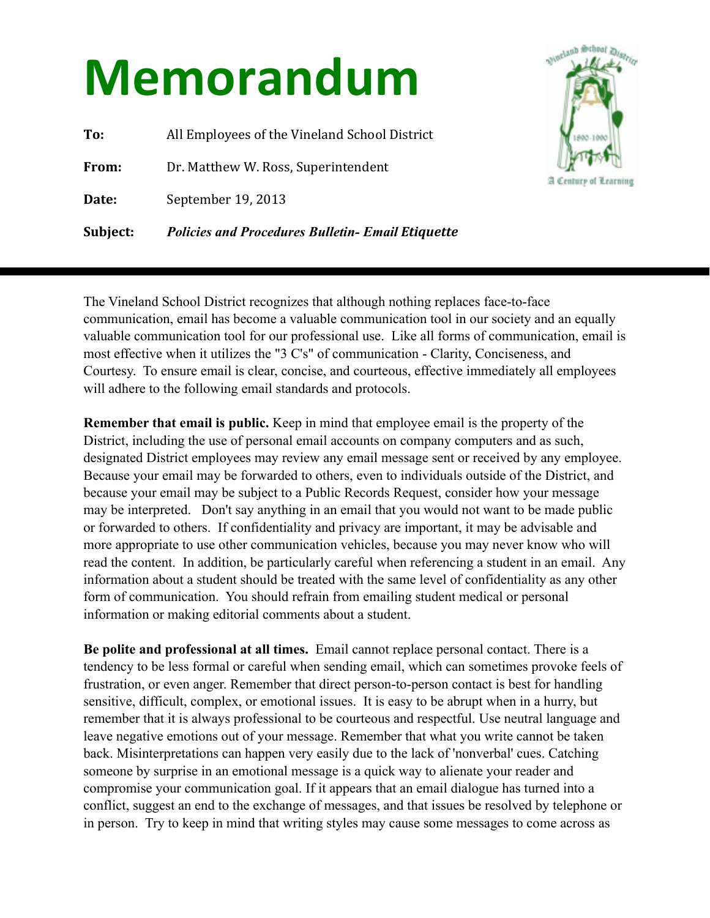# Memorandum

**To:** All Employees of the Vineland School District

**From:** Dr. Matthew W. Ross, Superintendent

**Date:** September 19, 2013

**Subject:** ***Policies and Procedures Bulletin- Email Etiquette***

---

The Vineland School District recognizes that although nothing replaces face-to-face communication, email has become a valuable communication tool in our society and an equally valuable communication tool for our professional use. Like all forms of communication, email is most effective when it utilizes the "3 C's" of communication - Clarity, Conciseness, and Courtesy. To ensure email is clear, concise, and courteous, effective immediately all employees will adhere to the following email standards and protocols.

**Remember that email is public.** Keep in mind that employee email is the property of the District, including the use of personal email accounts on company computers and as such, designated District employees may review any email message sent or received by any employee. Because your email may be forwarded to others, even to individuals outside of the District, and because your email may be subject to a Public Records Request, consider how your message may be interpreted. Don't say anything in an email that you would not want to be made public or forwarded to others. If confidentiality and privacy are important, it may be advisable and more appropriate to use other communication vehicles, because you may never know who will read the content. In addition, be particularly careful when referencing a student in an email. Any information about a student should be treated with the same level of confidentiality as any other form of communication. You should refrain from emailing student medical or personal information or making editorial comments about a student.

**Be polite and professional at all times.** Email cannot replace personal contact. There is a tendency to be less formal or careful when sending email, which can sometimes provoke feels of frustration, or even anger. Remember that direct person-to-person contact is best for handling sensitive, difficult, complex, or emotional issues. It is easy to be abrupt when in a hurry, but remember that it is always professional to be courteous and respectful. Use neutral language and leave negative emotions out of your message. Remember that what you write cannot be taken back. Misinterpretations can happen very easily due to the lack of 'nonverbal' cues. Catching someone by surprise in an emotional message is a quick way to alienate your reader and compromise your communication goal. If it appears that an email dialogue has turned into a conflict, suggest an end to the exchange of messages, and that issues be resolved by telephone or in person. Try to keep in mind that writing styles may cause some messages to come across as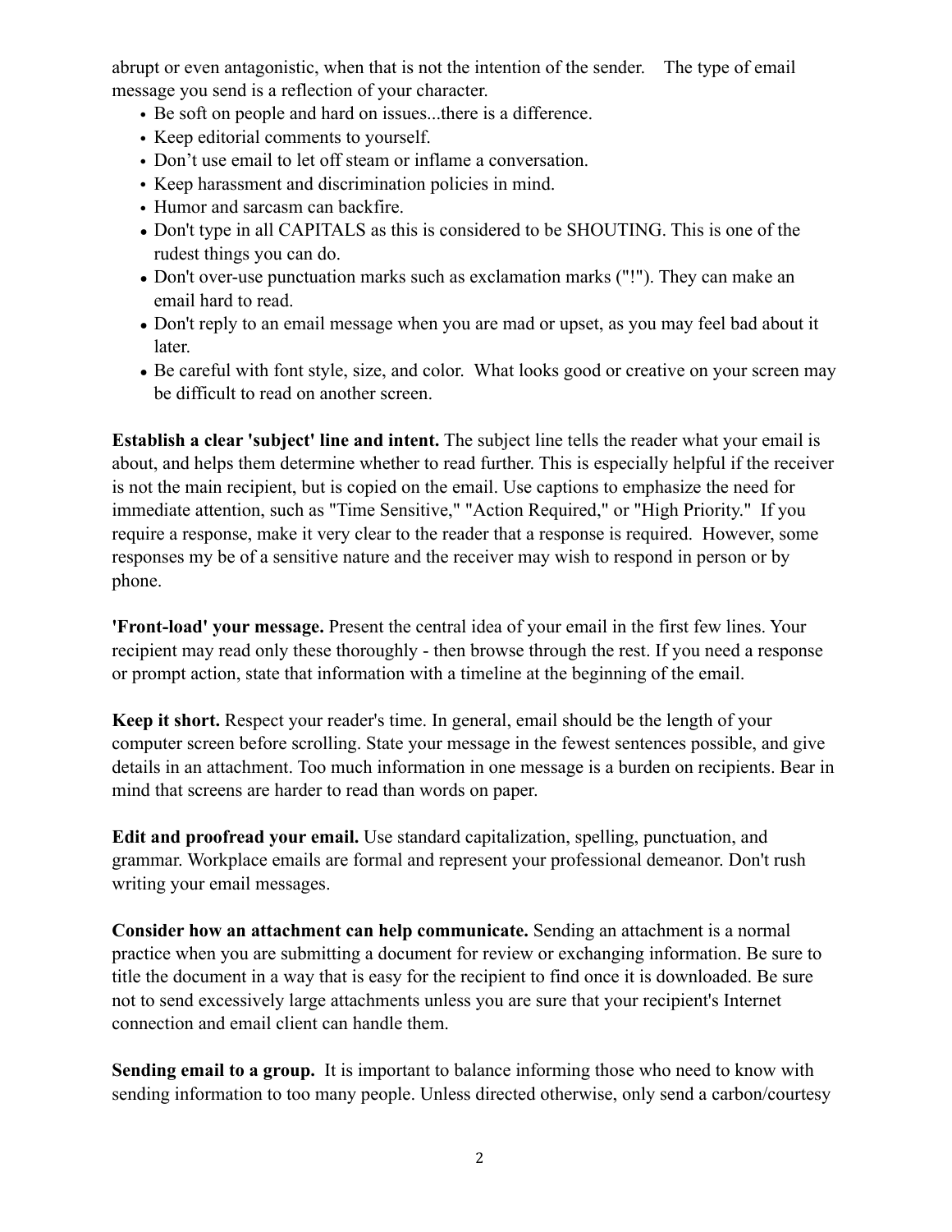abrupt or even antagonistic, when that is not the intention of the sender. The type of email message you send is a reflection of your character.

- Be soft on people and hard on issues...there is a difference.
- Keep editorial comments to yourself.
- Don't use email to let off steam or inflame a conversation.
- Keep harassment and discrimination policies in mind.
- Humor and sarcasm can backfire.
- Don't type in all CAPITALS as this is considered to be SHOUTING. This is one of the rudest things you can do.
- Don't over-use punctuation marks such as exclamation marks ("!"). They can make an email hard to read.
- Don't reply to an email message when you are mad or upset, as you may feel bad about it later.
- Be careful with font style, size, and color. What looks good or creative on your screen may be difficult to read on another screen.

**Establish a clear 'subject' line and intent.** The subject line tells the reader what your email is about, and helps them determine whether to read further. This is especially helpful if the receiver is not the main recipient, but is copied on the email. Use captions to emphasize the need for immediate attention, such as "Time Sensitive," "Action Required," or "High Priority." If you require a response, make it very clear to the reader that a response is required. However, some responses my be of a sensitive nature and the receiver may wish to respond in person or by phone.

**'Front-load' your message.** Present the central idea of your email in the first few lines. Your recipient may read only these thoroughly - then browse through the rest. If you need a response or prompt action, state that information with a timeline at the beginning of the email.

**Keep it short.** Respect your reader's time. In general, email should be the length of your computer screen before scrolling. State your message in the fewest sentences possible, and give details in an attachment. Too much information in one message is a burden on recipients. Bear in mind that screens are harder to read than words on paper.

**Edit and proofread your email.** Use standard capitalization, spelling, punctuation, and grammar. Workplace emails are formal and represent your professional demeanor. Don't rush writing your email messages.

**Consider how an attachment can help communicate.** Sending an attachment is a normal practice when you are submitting a document for review or exchanging information. Be sure to title the document in a way that is easy for the recipient to find once it is downloaded. Be sure not to send excessively large attachments unless you are sure that your recipient's Internet connection and email client can handle them.

**Sending email to a group.** It is important to balance informing those who need to know with sending information to too many people. Unless directed otherwise, only send a carbon/courtesy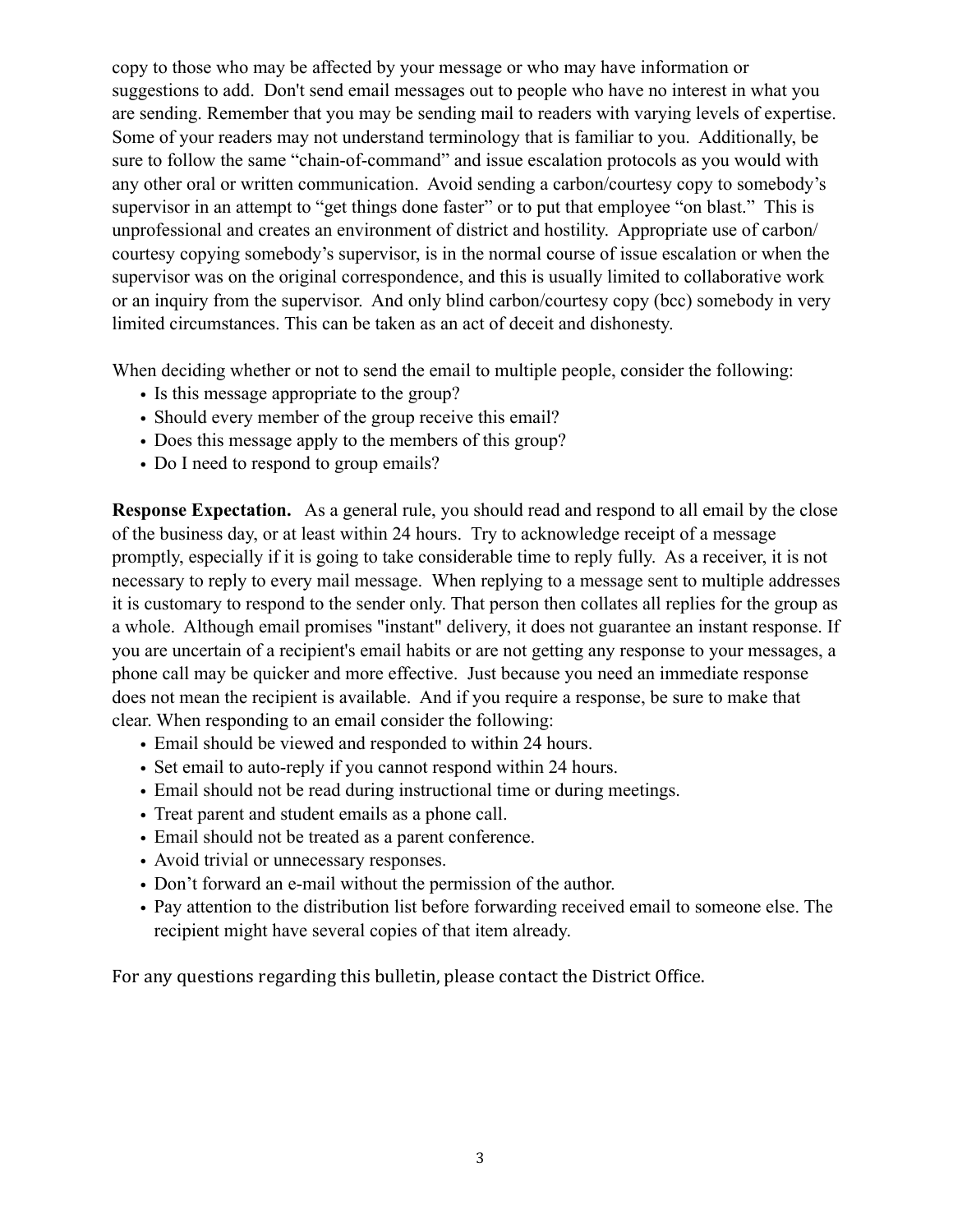copy to those who may be affected by your message or who may have information or suggestions to add. Don't send email messages out to people who have no interest in what you are sending. Remember that you may be sending mail to readers with varying levels of expertise. Some of your readers may not understand terminology that is familiar to you. Additionally, be sure to follow the same "chain-of-command" and issue escalation protocols as you would with any other oral or written communication. Avoid sending a carbon/courtesy copy to somebody's supervisor in an attempt to "get things done faster" or to put that employee "on blast." This is unprofessional and creates an environment of district and hostility. Appropriate use of carbon/ courtesy copying somebody's supervisor, is in the normal course of issue escalation or when the supervisor was on the original correspondence, and this is usually limited to collaborative work or an inquiry from the supervisor. And only blind carbon/courtesy copy (bcc) somebody in very limited circumstances. This can be taken as an act of deceit and dishonesty.

When deciding whether or not to send the email to multiple people, consider the following:

- Is this message appropriate to the group?
- Should every member of the group receive this email?
- Does this message apply to the members of this group?
- Do I need to respond to group emails?

**Response Expectation.** As a general rule, you should read and respond to all email by the close of the business day, or at least within 24 hours. Try to acknowledge receipt of a message promptly, especially if it is going to take considerable time to reply fully. As a receiver, it is not necessary to reply to every mail message. When replying to a message sent to multiple addresses it is customary to respond to the sender only. That person then collates all replies for the group as a whole. Although email promises "instant" delivery, it does not guarantee an instant response. If you are uncertain of a recipient's email habits or are not getting any response to your messages, a phone call may be quicker and more effective. Just because you need an immediate response does not mean the recipient is available. And if you require a response, be sure to make that clear. When responding to an email consider the following:

- Email should be viewed and responded to within 24 hours.
- Set email to auto-reply if you cannot respond within 24 hours.
- Email should not be read during instructional time or during meetings.
- Treat parent and student emails as a phone call.
- Email should not be treated as a parent conference.
- Avoid trivial or unnecessary responses.
- Don't forward an e-mail without the permission of the author.
- Pay attention to the distribution list before forwarding received email to someone else. The recipient might have several copies of that item already.

For any questions regarding this bulletin, please contact the District Office.